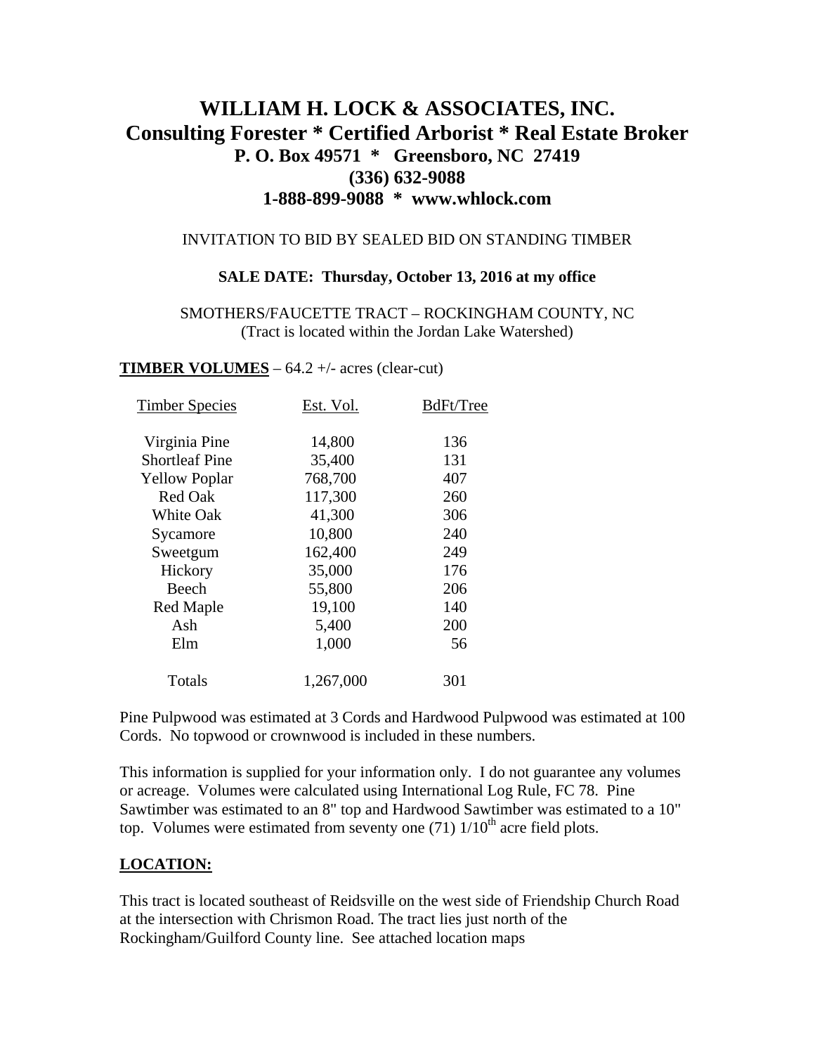# WILLIAM H. LOCK & ASSOCIATES, INC.
## Consulting Forester * Certified Arborist * Real Estate Broker
### P. O. Box 49571 * Greensboro, NC 27419
### (336) 632-9088
### 1-888-899-9088 * www.whlock.com

INVITATION TO BID BY SEALED BID ON STANDING TIMBER

**SALE DATE: Thursday, October 13, 2016 at my office**

SMOTHERS/FAUCETTE TRACT – ROCKINGHAM COUNTY, NC
(Tract is located within the Jordan Lake Watershed)

**TIMBER VOLUMES** – 64.2 +/- acres (clear-cut)

| Timber Species | Est. Vol. | BdFt/Tree |
|---|---|---|
| Virginia Pine | 14,800 | 136 |
| Shortleaf Pine | 35,400 | 131 |
| Yellow Poplar | 768,700 | 407 |
| Red Oak | 117,300 | 260 |
| White Oak | 41,300 | 306 |
| Sycamore | 10,800 | 240 |
| Sweetgum | 162,400 | 249 |
| Hickory | 35,000 | 176 |
| Beech | 55,800 | 206 |
| Red Maple | 19,100 | 140 |
| Ash | 5,400 | 200 |
| Elm | 1,000 | 56 |
| Totals | 1,267,000 | 301 |

Pine Pulpwood was estimated at 3 Cords and Hardwood Pulpwood was estimated at 100 Cords. No topwood or crownwood is included in these numbers.

This information is supplied for your information only. I do not guarantee any volumes or acreage. Volumes were calculated using International Log Rule, FC 78. Pine Sawtimber was estimated to an 8" top and Hardwood Sawtimber was estimated to a 10" top. Volumes were estimated from seventy one (71) 1/10th acre field plots.

**LOCATION:**

This tract is located southeast of Reidsville on the west side of Friendship Church Road at the intersection with Chrismon Road. The tract lies just north of the Rockingham/Guilford County line. See attached location maps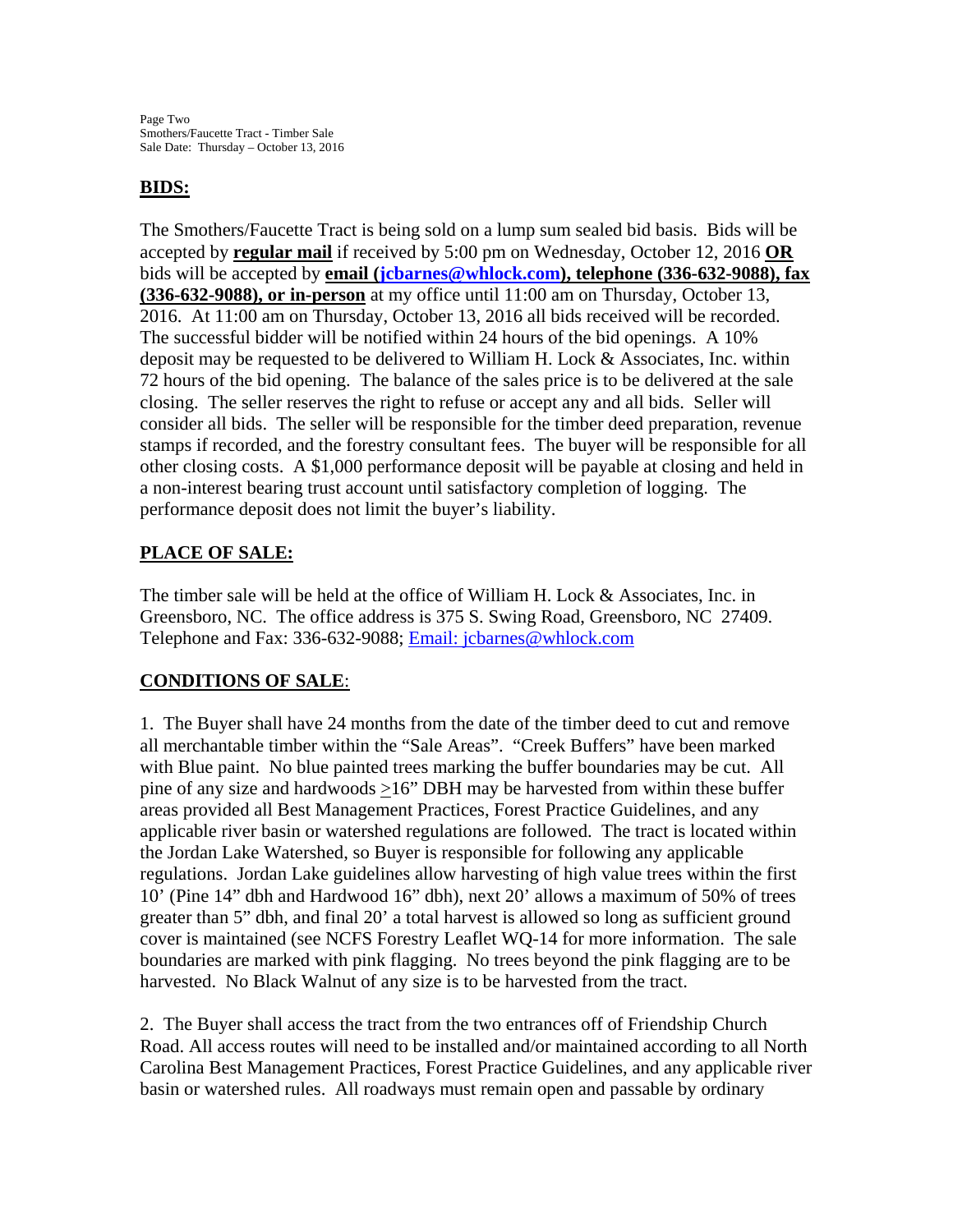## BIDS:

The Smothers/Faucette Tract is being sold on a lump sum sealed bid basis. Bids will be accepted by **regular mail** if received by 5:00 pm on Wednesday, October 12, 2016 **OR** bids will be accepted by **email (jcbarnes@whlock.com), telephone (336-632-9088), fax (336-632-9088), or in-person** at my office until 11:00 am on Thursday, October 13, 2016. At 11:00 am on Thursday, October 13, 2016 all bids received will be recorded. The successful bidder will be notified within 24 hours of the bid openings. A 10% deposit may be requested to be delivered to William H. Lock & Associates, Inc. within 72 hours of the bid opening. The balance of the sales price is to be delivered at the sale closing. The seller reserves the right to refuse or accept any and all bids. Seller will consider all bids. The seller will be responsible for the timber deed preparation, revenue stamps if recorded, and the forestry consultant fees. The buyer will be responsible for all other closing costs. A $1,000 performance deposit will be payable at closing and held in a non-interest bearing trust account until satisfactory completion of logging. The performance deposit does not limit the buyer's liability.

## PLACE OF SALE:

The timber sale will be held at the office of William H. Lock & Associates, Inc. in Greensboro, NC. The office address is 375 S. Swing Road, Greensboro, NC 27409. Telephone and Fax: 336-632-9088; Email: jcbarnes@whlock.com

## CONDITIONS OF SALE:

1. The Buyer shall have 24 months from the date of the timber deed to cut and remove all merchantable timber within the "Sale Areas". "Creek Buffers" have been marked with Blue paint. No blue painted trees marking the buffer boundaries may be cut. All pine of any size and hardwoods ≥16" DBH may be harvested from within these buffer areas provided all Best Management Practices, Forest Practice Guidelines, and any applicable river basin or watershed regulations are followed. The tract is located within the Jordan Lake Watershed, so Buyer is responsible for following any applicable regulations. Jordan Lake guidelines allow harvesting of high value trees within the first 10' (Pine 14" dbh and Hardwood 16" dbh), next 20' allows a maximum of 50% of trees greater than 5" dbh, and final 20' a total harvest is allowed so long as sufficient ground cover is maintained (see NCFS Forestry Leaflet WQ-14 for more information. The sale boundaries are marked with pink flagging. No trees beyond the pink flagging are to be harvested. No Black Walnut of any size is to be harvested from the tract.

2. The Buyer shall access the tract from the two entrances off of Friendship Church Road. All access routes will need to be installed and/or maintained according to all North Carolina Best Management Practices, Forest Practice Guidelines, and any applicable river basin or watershed rules. All roadways must remain open and passable by ordinary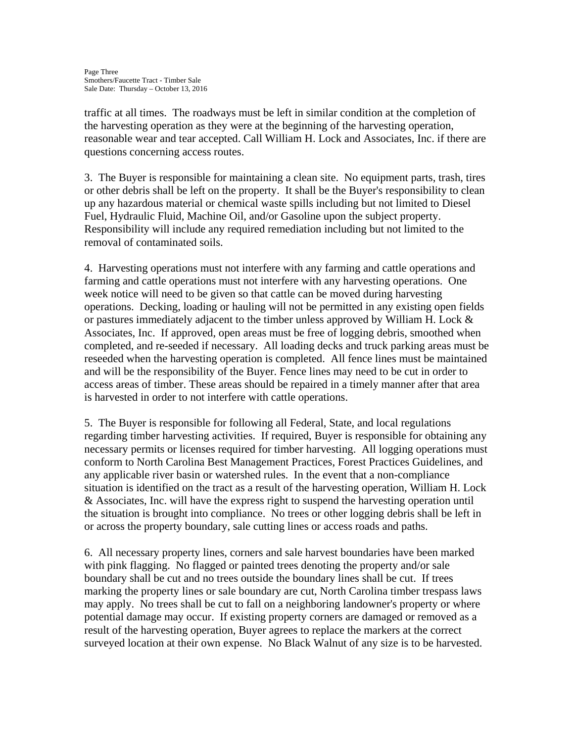traffic at all times. The roadways must be left in similar condition at the completion of the harvesting operation as they were at the beginning of the harvesting operation, reasonable wear and tear accepted. Call William H. Lock and Associates, Inc. if there are questions concerning access routes.

3. The Buyer is responsible for maintaining a clean site. No equipment parts, trash, tires or other debris shall be left on the property. It shall be the Buyer's responsibility to clean up any hazardous material or chemical waste spills including but not limited to Diesel Fuel, Hydraulic Fluid, Machine Oil, and/or Gasoline upon the subject property. Responsibility will include any required remediation including but not limited to the removal of contaminated soils.

4. Harvesting operations must not interfere with any farming and cattle operations and farming and cattle operations must not interfere with any harvesting operations. One week notice will need to be given so that cattle can be moved during harvesting operations. Decking, loading or hauling will not be permitted in any existing open fields or pastures immediately adjacent to the timber unless approved by William H. Lock & Associates, Inc. If approved, open areas must be free of logging debris, smoothed when completed, and re-seeded if necessary. All loading decks and truck parking areas must be reseeded when the harvesting operation is completed. All fence lines must be maintained and will be the responsibility of the Buyer. Fence lines may need to be cut in order to access areas of timber. These areas should be repaired in a timely manner after that area is harvested in order to not interfere with cattle operations.

5. The Buyer is responsible for following all Federal, State, and local regulations regarding timber harvesting activities. If required, Buyer is responsible for obtaining any necessary permits or licenses required for timber harvesting. All logging operations must conform to North Carolina Best Management Practices, Forest Practices Guidelines, and any applicable river basin or watershed rules. In the event that a non-compliance situation is identified on the tract as a result of the harvesting operation, William H. Lock & Associates, Inc. will have the express right to suspend the harvesting operation until the situation is brought into compliance. No trees or other logging debris shall be left in or across the property boundary, sale cutting lines or access roads and paths.

6. All necessary property lines, corners and sale harvest boundaries have been marked with pink flagging. No flagged or painted trees denoting the property and/or sale boundary shall be cut and no trees outside the boundary lines shall be cut. If trees marking the property lines or sale boundary are cut, North Carolina timber trespass laws may apply. No trees shall be cut to fall on a neighboring landowner's property or where potential damage may occur. If existing property corners are damaged or removed as a result of the harvesting operation, Buyer agrees to replace the markers at the correct surveyed location at their own expense. No Black Walnut of any size is to be harvested.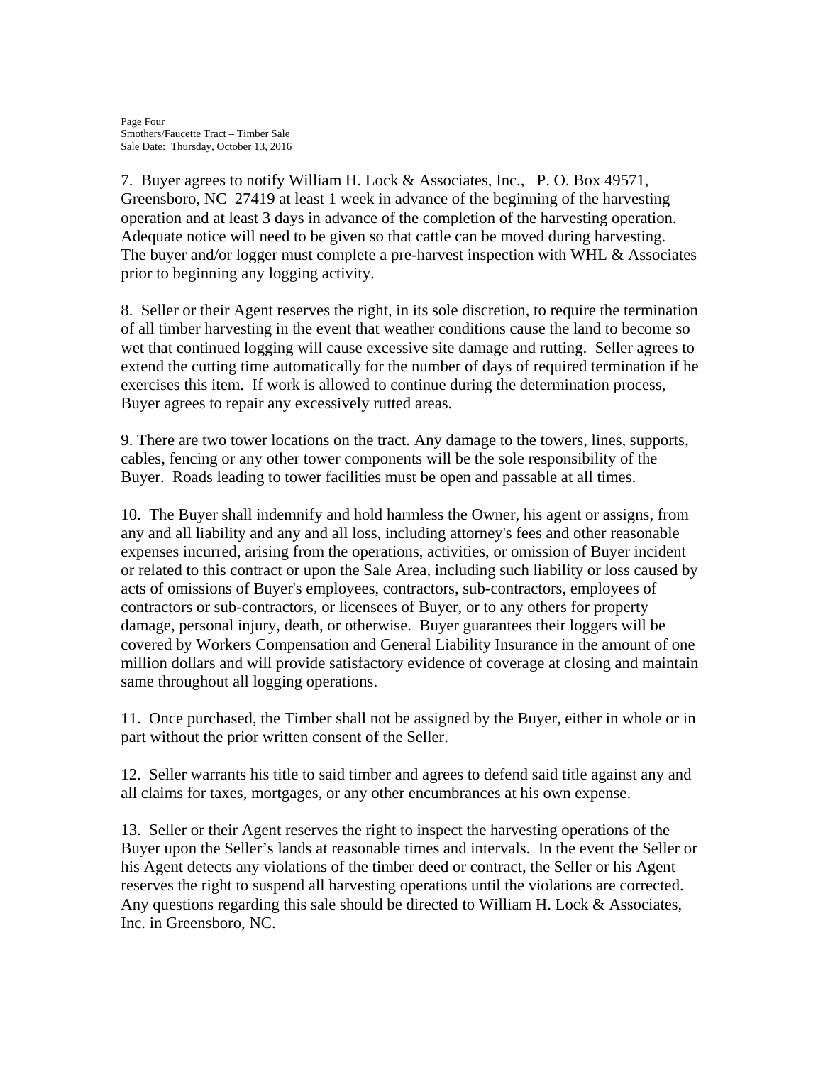7. Buyer agrees to notify William H. Lock & Associates, Inc., P. O. Box 49571, Greensboro, NC 27419 at least 1 week in advance of the beginning of the harvesting operation and at least 3 days in advance of the completion of the harvesting operation. Adequate notice will need to be given so that cattle can be moved during harvesting. The buyer and/or logger must complete a pre-harvest inspection with WHL & Associates prior to beginning any logging activity.

8. Seller or their Agent reserves the right, in its sole discretion, to require the termination of all timber harvesting in the event that weather conditions cause the land to become so wet that continued logging will cause excessive site damage and rutting. Seller agrees to extend the cutting time automatically for the number of days of required termination if he exercises this item. If work is allowed to continue during the determination process, Buyer agrees to repair any excessively rutted areas.

9. There are two tower locations on the tract. Any damage to the towers, lines, supports, cables, fencing or any other tower components will be the sole responsibility of the Buyer. Roads leading to tower facilities must be open and passable at all times.

10. The Buyer shall indemnify and hold harmless the Owner, his agent or assigns, from any and all liability and any and all loss, including attorney's fees and other reasonable expenses incurred, arising from the operations, activities, or omission of Buyer incident or related to this contract or upon the Sale Area, including such liability or loss caused by acts of omissions of Buyer's employees, contractors, sub-contractors, employees of contractors or sub-contractors, or licensees of Buyer, or to any others for property damage, personal injury, death, or otherwise. Buyer guarantees their loggers will be covered by Workers Compensation and General Liability Insurance in the amount of one million dollars and will provide satisfactory evidence of coverage at closing and maintain same throughout all logging operations.

11. Once purchased, the Timber shall not be assigned by the Buyer, either in whole or in part without the prior written consent of the Seller.

12. Seller warrants his title to said timber and agrees to defend said title against any and all claims for taxes, mortgages, or any other encumbrances at his own expense.

13. Seller or their Agent reserves the right to inspect the harvesting operations of the Buyer upon the Seller's lands at reasonable times and intervals. In the event the Seller or his Agent detects any violations of the timber deed or contract, the Seller or his Agent reserves the right to suspend all harvesting operations until the violations are corrected. Any questions regarding this sale should be directed to William H. Lock & Associates, Inc. in Greensboro, NC.